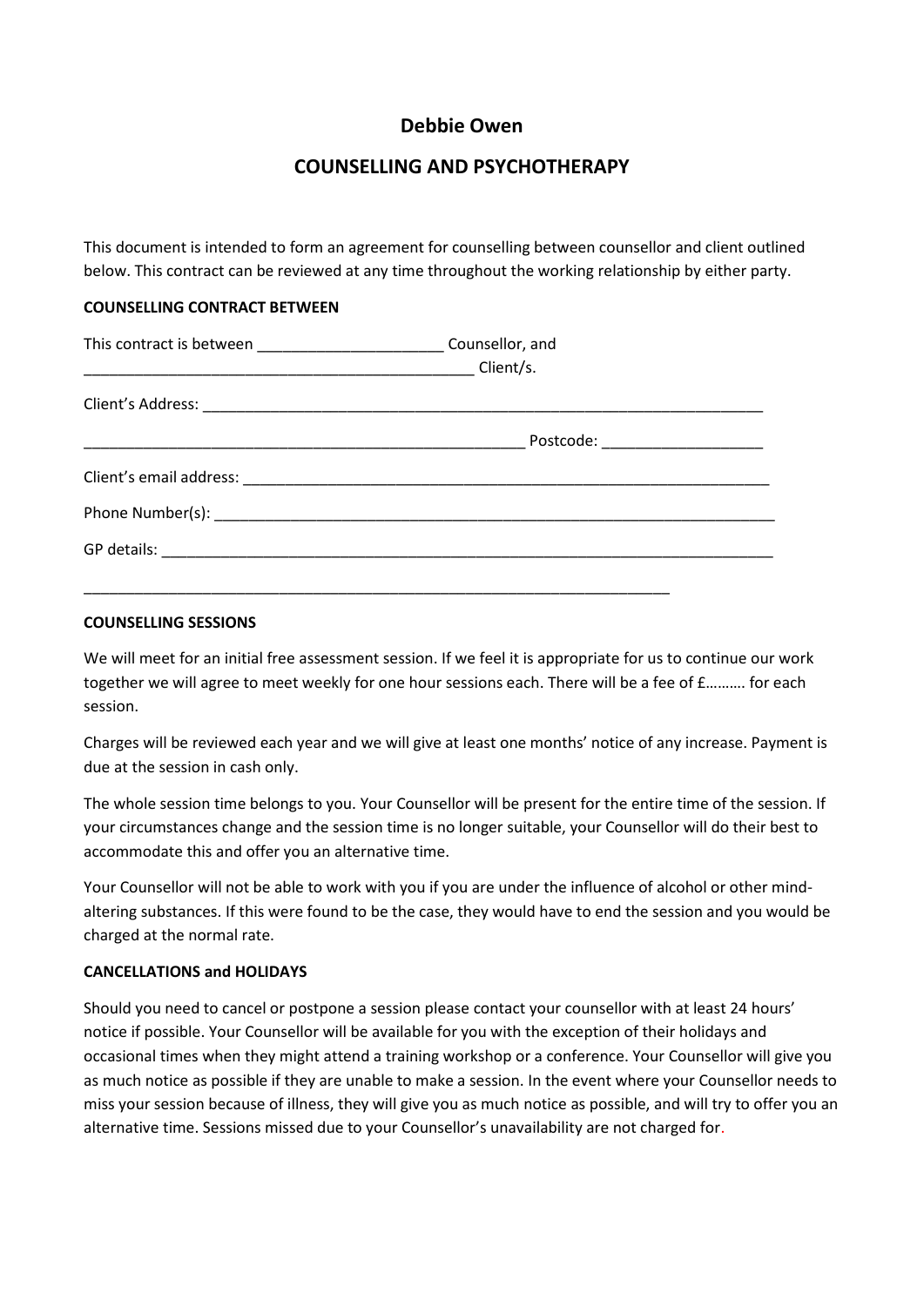# Debbie Owen

## COUNSELLING AND PSYCHOTHERAPY

This document is intended to form an agreement for counselling between counsellor and client outlined below. This contract can be reviewed at any time throughout the working relationship by either party.

**COUNSELLING CONTRACT BETWEEN**

This contract is between ______________________ Counsellor, and
_______________________________________________ Client/s.

Client's Address: ______________________________________________________________________

______________________________________________________ Postcode: ___________________

Client's email address: _________________________________________________________________

Phone Number(s): ______________________________________________________________________

GP details: ___________________________________________________________________________

_________________________________________________________________________

**COUNSELLING SESSIONS**

We will meet for an initial free assessment session. If we feel it is appropriate for us to continue our work together we will agree to meet weekly for one hour sessions each. There will be a fee of £………. for each session.

Charges will be reviewed each year and we will give at least one months' notice of any increase. Payment is due at the session in cash only.

The whole session time belongs to you. Your Counsellor will be present for the entire time of the session. If your circumstances change and the session time is no longer suitable, your Counsellor will do their best to accommodate this and offer you an alternative time.

Your Counsellor will not be able to work with you if you are under the influence of alcohol or other mind-altering substances. If this were found to be the case, they would have to end the session and you would be charged at the normal rate.

**CANCELLATIONS and HOLIDAYS**

Should you need to cancel or postpone a session please contact your counsellor with at least 24 hours' notice if possible. Your Counsellor will be available for you with the exception of their holidays and occasional times when they might attend a training workshop or a conference. Your Counsellor will give you as much notice as possible if they are unable to make a session. In the event where your Counsellor needs to miss your session because of illness, they will give you as much notice as possible, and will try to offer you an alternative time. Sessions missed due to your Counsellor's unavailability are not charged for.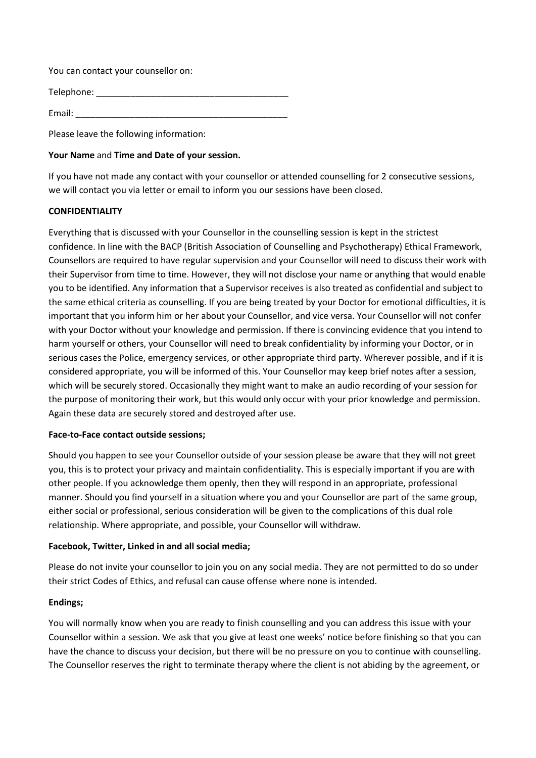You can contact your counsellor on:

Telephone: _______________________________________

Email: ___________________________________________

Please leave the following information:

**Your Name** and **Time and Date of your session.**

If you have not made any contact with your counsellor or attended counselling for 2 consecutive sessions, we will contact you via letter or email to inform you our sessions have been closed.

**CONFIDENTIALITY**

Everything that is discussed with your Counsellor in the counselling session is kept in the strictest confidence. In line with the BACP (British Association of Counselling and Psychotherapy) Ethical Framework, Counsellors are required to have regular supervision and your Counsellor will need to discuss their work with their Supervisor from time to time. However, they will not disclose your name or anything that would enable you to be identified. Any information that a Supervisor receives is also treated as confidential and subject to the same ethical criteria as counselling. If you are being treated by your Doctor for emotional difficulties, it is important that you inform him or her about your Counsellor, and vice versa. Your Counsellor will not confer with your Doctor without your knowledge and permission. If there is convincing evidence that you intend to harm yourself or others, your Counsellor will need to break confidentiality by informing your Doctor, or in serious cases the Police, emergency services, or other appropriate third party. Wherever possible, and if it is considered appropriate, you will be informed of this. Your Counsellor may keep brief notes after a session, which will be securely stored. Occasionally they might want to make an audio recording of your session for the purpose of monitoring their work, but this would only occur with your prior knowledge and permission. Again these data are securely stored and destroyed after use.

**Face-to-Face contact outside sessions;**

Should you happen to see your Counsellor outside of your session please be aware that they will not greet you, this is to protect your privacy and maintain confidentiality. This is especially important if you are with other people. If you acknowledge them openly, then they will respond in an appropriate, professional manner. Should you find yourself in a situation where you and your Counsellor are part of the same group, either social or professional, serious consideration will be given to the complications of this dual role relationship. Where appropriate, and possible, your Counsellor will withdraw.

**Facebook, Twitter, Linked in and all social media;**

Please do not invite your counsellor to join you on any social media. They are not permitted to do so under their strict Codes of Ethics, and refusal can cause offense where none is intended.

**Endings;**

You will normally know when you are ready to finish counselling and you can address this issue with your Counsellor within a session. We ask that you give at least one weeks' notice before finishing so that you can have the chance to discuss your decision, but there will be no pressure on you to continue with counselling. The Counsellor reserves the right to terminate therapy where the client is not abiding by the agreement, or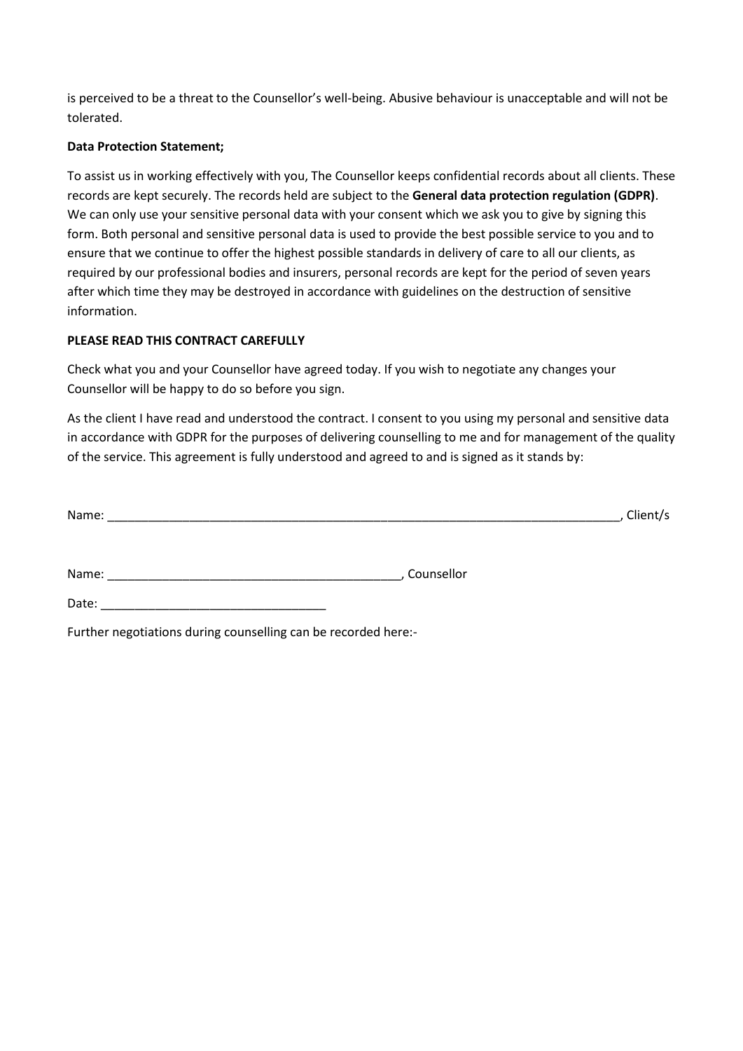is perceived to be a threat to the Counsellor's well-being. Abusive behaviour is unacceptable and will not be tolerated.

**Data Protection Statement;**

To assist us in working effectively with you, The Counsellor keeps confidential records about all clients. These records are kept securely. The records held are subject to the **General data protection regulation (GDPR)**. We can only use your sensitive personal data with your consent which we ask you to give by signing this form. Both personal and sensitive personal data is used to provide the best possible service to you and to ensure that we continue to offer the highest possible standards in delivery of care to all our clients, as required by our professional bodies and insurers, personal records are kept for the period of seven years after which time they may be destroyed in accordance with guidelines on the destruction of sensitive information.

**PLEASE READ THIS CONTRACT CAREFULLY**

Check what you and your Counsellor have agreed today. If you wish to negotiate any changes your Counsellor will be happy to do so before you sign.

As the client I have read and understood the contract. I consent to you using my personal and sensitive data in accordance with GDPR for the purposes of delivering counselling to me and for management of the quality of the service. This agreement is fully understood and agreed to and is signed as it stands by:

Name: ______________________________________________________________________________, Client/s

Name: ____________________________________________, Counsellor

Date: _________________________________

Further negotiations during counselling can be recorded here:-